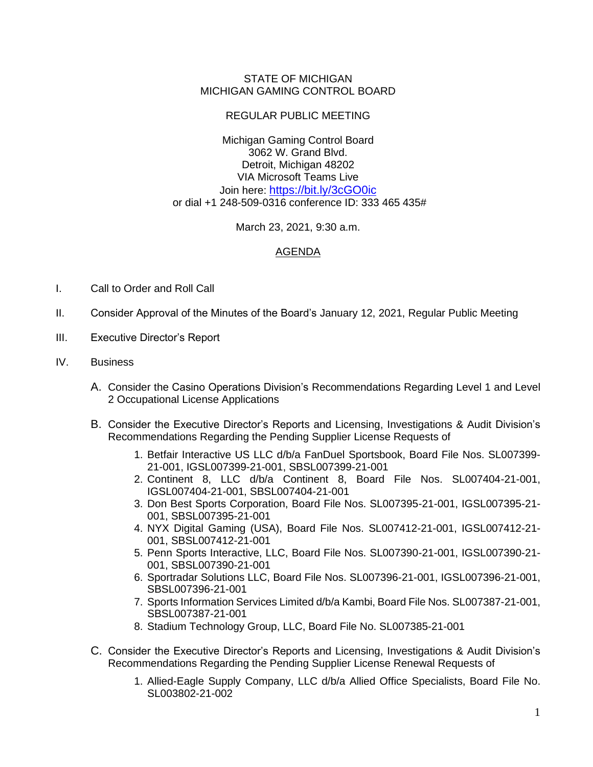STATE OF MICHIGAN
MICHIGAN GAMING CONTROL BOARD

REGULAR PUBLIC MEETING

Michigan Gaming Control Board
3062 W. Grand Blvd.
Detroit, Michigan 48202
VIA Microsoft Teams Live
Join here: https://bit.ly/3cGO0ic
or dial +1 248-509-0316 conference ID: 333 465 435#

March 23, 2021, 9:30 a.m.

AGENDA

I. Call to Order and Roll Call

II. Consider Approval of the Minutes of the Board's January 12, 2021, Regular Public Meeting

III. Executive Director's Report

IV. Business

A. Consider the Casino Operations Division's Recommendations Regarding Level 1 and Level 2 Occupational License Applications

B. Consider the Executive Director's Reports and Licensing, Investigations & Audit Division's Recommendations Regarding the Pending Supplier License Requests of

1. Betfair Interactive US LLC d/b/a FanDuel Sportsbook, Board File Nos. SL007399-21-001, IGSL007399-21-001, SBSL007399-21-001
2. Continent 8, LLC d/b/a Continent 8, Board File Nos. SL007404-21-001, IGSL007404-21-001, SBSL007404-21-001
3. Don Best Sports Corporation, Board File Nos. SL007395-21-001, IGSL007395-21-001, SBSL007395-21-001
4. NYX Digital Gaming (USA), Board File Nos. SL007412-21-001, IGSL007412-21-001, SBSL007412-21-001
5. Penn Sports Interactive, LLC, Board File Nos. SL007390-21-001, IGSL007390-21-001, SBSL007390-21-001
6. Sportradar Solutions LLC, Board File Nos. SL007396-21-001, IGSL007396-21-001, SBSL007396-21-001
7. Sports Information Services Limited d/b/a Kambi, Board File Nos. SL007387-21-001, SBSL007387-21-001
8. Stadium Technology Group, LLC, Board File No. SL007385-21-001

C. Consider the Executive Director's Reports and Licensing, Investigations & Audit Division's Recommendations Regarding the Pending Supplier License Renewal Requests of

1. Allied-Eagle Supply Company, LLC d/b/a Allied Office Specialists, Board File No. SL003802-21-002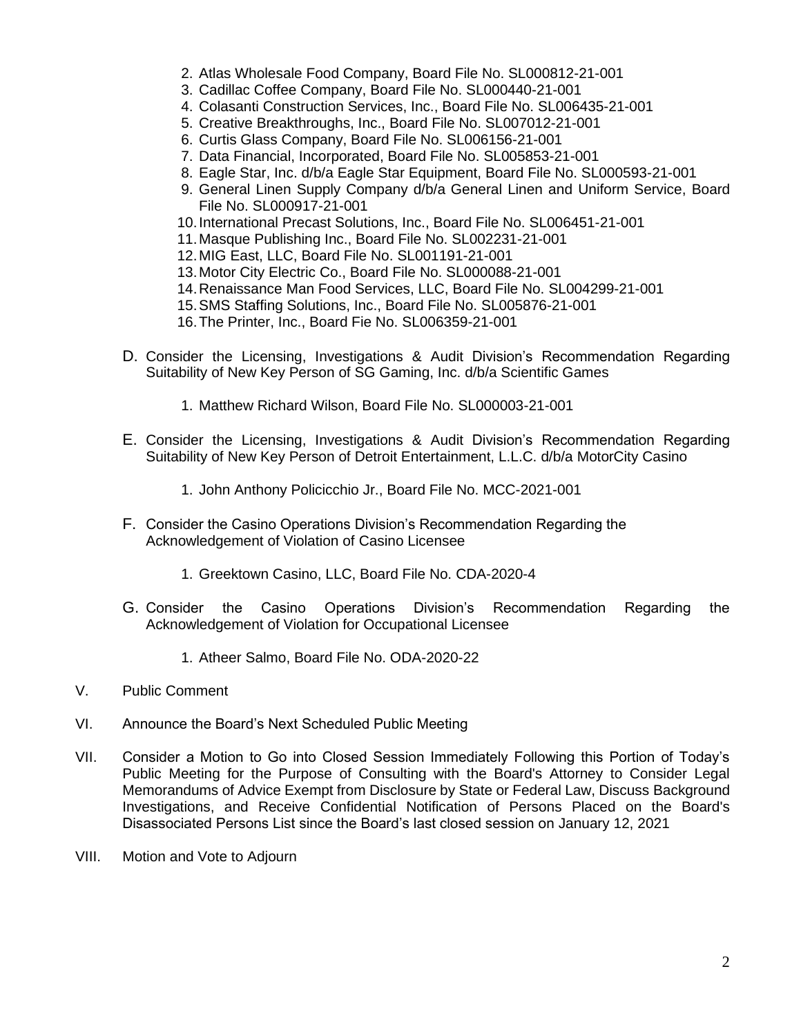2. Atlas Wholesale Food Company, Board File No. SL000812-21-001
3. Cadillac Coffee Company, Board File No. SL000440-21-001
4. Colasanti Construction Services, Inc., Board File No. SL006435-21-001
5. Creative Breakthroughs, Inc., Board File No. SL007012-21-001
6. Curtis Glass Company, Board File No. SL006156-21-001
7. Data Financial, Incorporated, Board File No. SL005853-21-001
8. Eagle Star, Inc. d/b/a Eagle Star Equipment, Board File No. SL000593-21-001
9. General Linen Supply Company d/b/a General Linen and Uniform Service, Board File No. SL000917-21-001
10. International Precast Solutions, Inc., Board File No. SL006451-21-001
11. Masque Publishing Inc., Board File No. SL002231-21-001
12. MIG East, LLC, Board File No. SL001191-21-001
13. Motor City Electric Co., Board File No. SL000088-21-001
14. Renaissance Man Food Services, LLC, Board File No. SL004299-21-001
15. SMS Staffing Solutions, Inc., Board File No. SL005876-21-001
16. The Printer, Inc., Board Fie No. SL006359-21-001

D. Consider the Licensing, Investigations & Audit Division's Recommendation Regarding Suitability of New Key Person of SG Gaming, Inc. d/b/a Scientific Games

   1. Matthew Richard Wilson, Board File No. SL000003-21-001

E. Consider the Licensing, Investigations & Audit Division's Recommendation Regarding Suitability of New Key Person of Detroit Entertainment, L.L.C. d/b/a MotorCity Casino

   1. John Anthony Policicchio Jr., Board File No. MCC-2021-001

F. Consider the Casino Operations Division's Recommendation Regarding the Acknowledgement of Violation of Casino Licensee

   1. Greektown Casino, LLC, Board File No. CDA-2020-4

G. Consider the Casino Operations Division's Recommendation Regarding the Acknowledgement of Violation for Occupational Licensee

   1. Atheer Salmo, Board File No. ODA-2020-22

V. Public Comment

VI. Announce the Board's Next Scheduled Public Meeting

VII. Consider a Motion to Go into Closed Session Immediately Following this Portion of Today's Public Meeting for the Purpose of Consulting with the Board's Attorney to Consider Legal Memorandums of Advice Exempt from Disclosure by State or Federal Law, Discuss Background Investigations, and Receive Confidential Notification of Persons Placed on the Board's Disassociated Persons List since the Board's last closed session on January 12, 2021

VIII. Motion and Vote to Adjourn